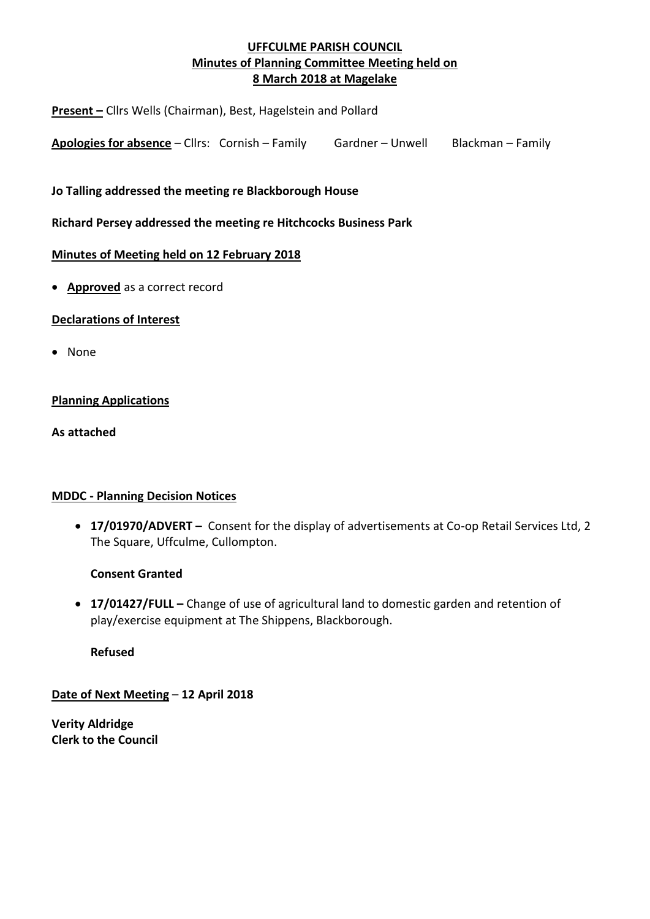# UFFCULME PARISH COUNCIL

## Minutes of Planning Committee Meeting held on 8 March 2018 at Magelake

**Present –** Cllrs Wells (Chairman), Best, Hagelstein and Pollard

**Apologies for absence** – Cllrs: Cornish – Family Gardner – Unwell Blackman – Family

**Jo Talling addressed the meeting re Blackborough House**

**Richard Persey addressed the meeting re Hitchcocks Business Park**

**Minutes of Meeting held on 12 February 2018**

- **Approved** as a correct record

**Declarations of Interest**

- None

**Planning Applications**

**As attached**

**MDDC - Planning Decision Notices**

- **17/01970/ADVERT –** Consent for the display of advertisements at Co-op Retail Services Ltd, 2 The Square, Uffculme, Cullompton.

  **Consent Granted**

- **17/01427/FULL –** Change of use of agricultural land to domestic garden and retention of play/exercise equipment at The Shippens, Blackborough.

  **Refused**

**Date of Next Meeting** – **12 April 2018**

**Verity Aldridge**
**Clerk to the Council**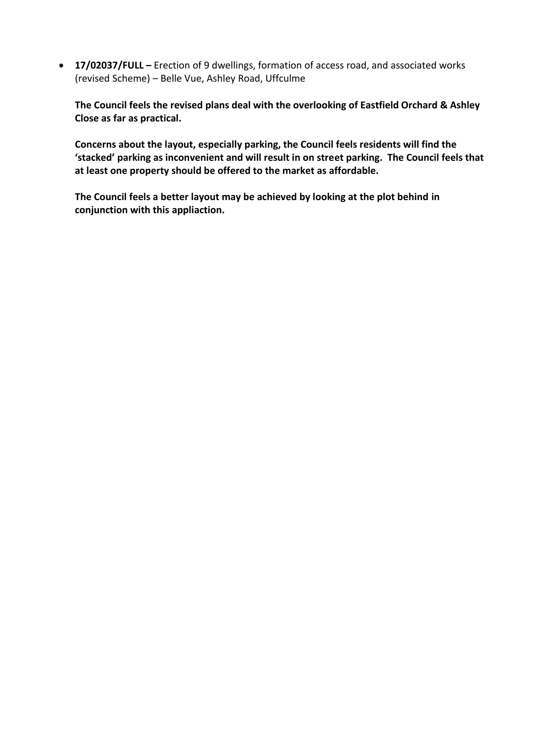- **17/02037/FULL –** Erection of 9 dwellings, formation of access road, and associated works (revised Scheme) – Belle Vue, Ashley Road, Uffculme

  **The Council feels the revised plans deal with the overlooking of Eastfield Orchard & Ashley Close as far as practical.**

  **Concerns about the layout, especially parking, the Council feels residents will find the 'stacked' parking as inconvenient and will result in on street parking. The Council feels that at least one property should be offered to the market as affordable.**

  **The Council feels a better layout may be achieved by looking at the plot behind in conjunction with this appliaction.**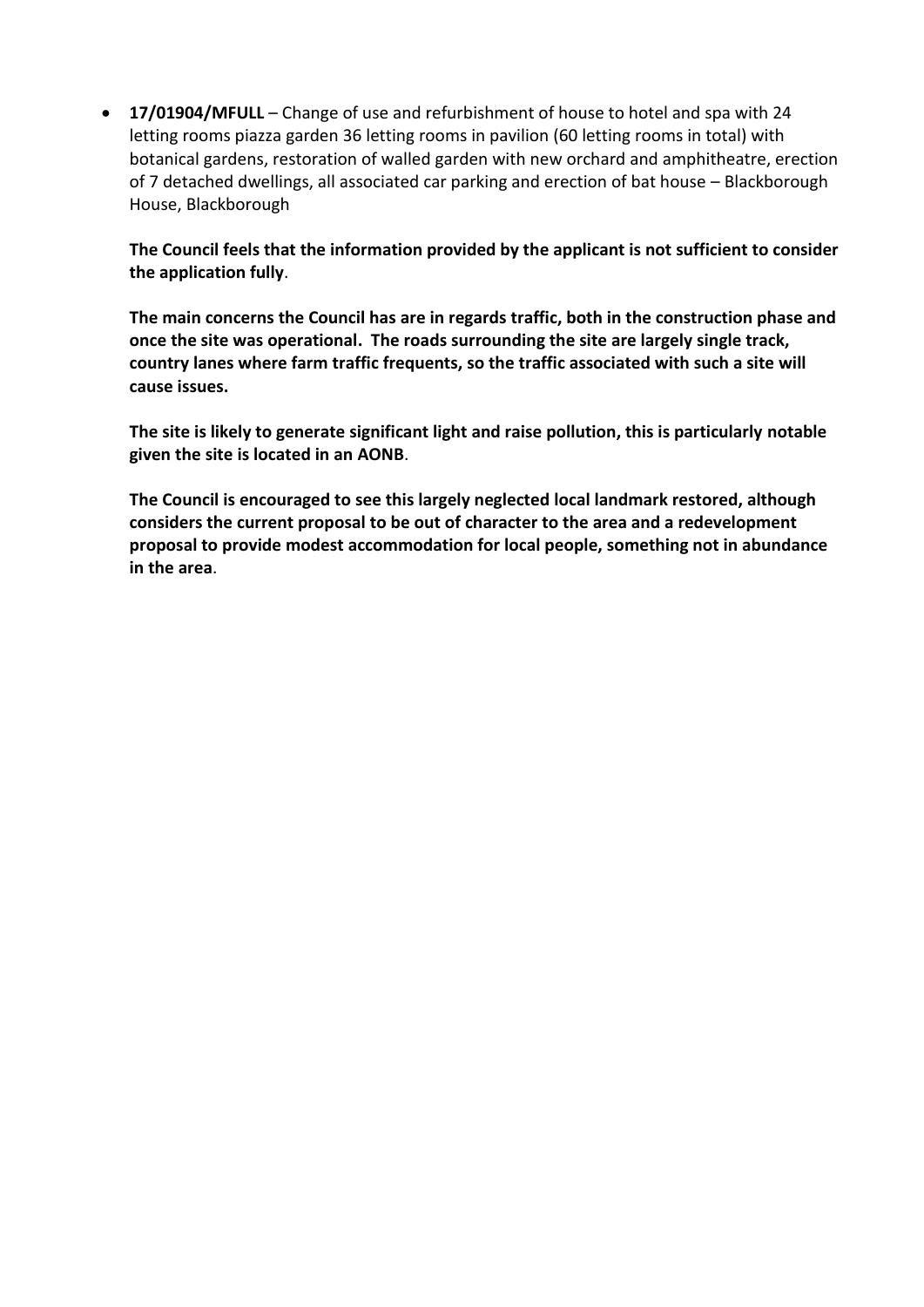- **17/01904/MFULL** – Change of use and refurbishment of house to hotel and spa with 24 letting rooms piazza garden 36 letting rooms in pavilion (60 letting rooms in total) with botanical gardens, restoration of walled garden with new orchard and amphitheatre, erection of 7 detached dwellings, all associated car parking and erection of bat house – Blackborough House, Blackborough

  **The Council feels that the information provided by the applicant is not sufficient to consider the application fully**.

  **The main concerns the Council has are in regards traffic, both in the construction phase and once the site was operational. The roads surrounding the site are largely single track, country lanes where farm traffic frequents, so the traffic associated with such a site will cause issues.**

  **The site is likely to generate significant light and raise pollution, this is particularly notable given the site is located in an AONB**.

  **The Council is encouraged to see this largely neglected local landmark restored, although considers the current proposal to be out of character to the area and a redevelopment proposal to provide modest accommodation for local people, something not in abundance in the area**.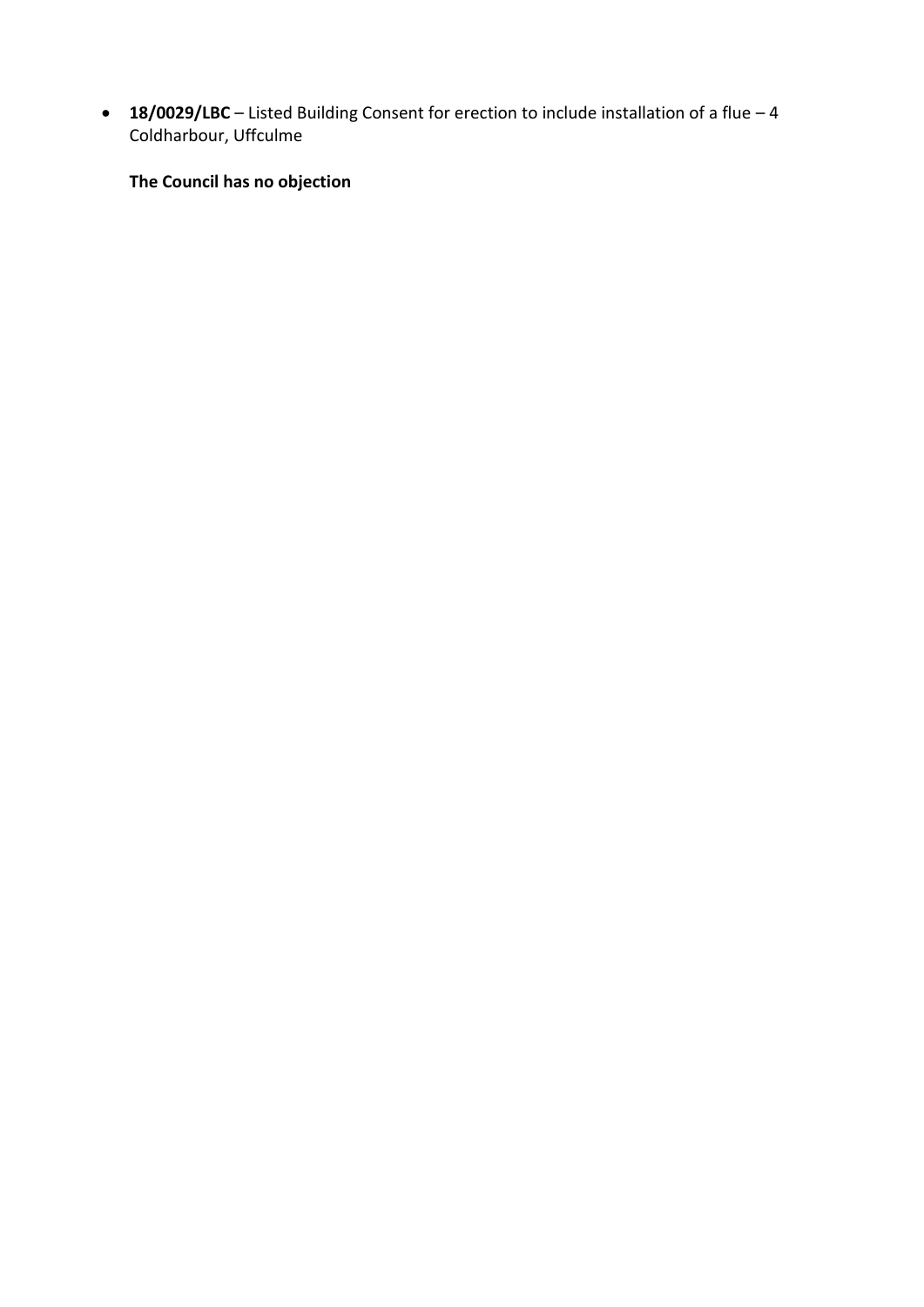- **18/0029/LBC** – Listed Building Consent for erection to include installation of a flue – 4 Coldharbour, Uffculme

  **The Council has no objection**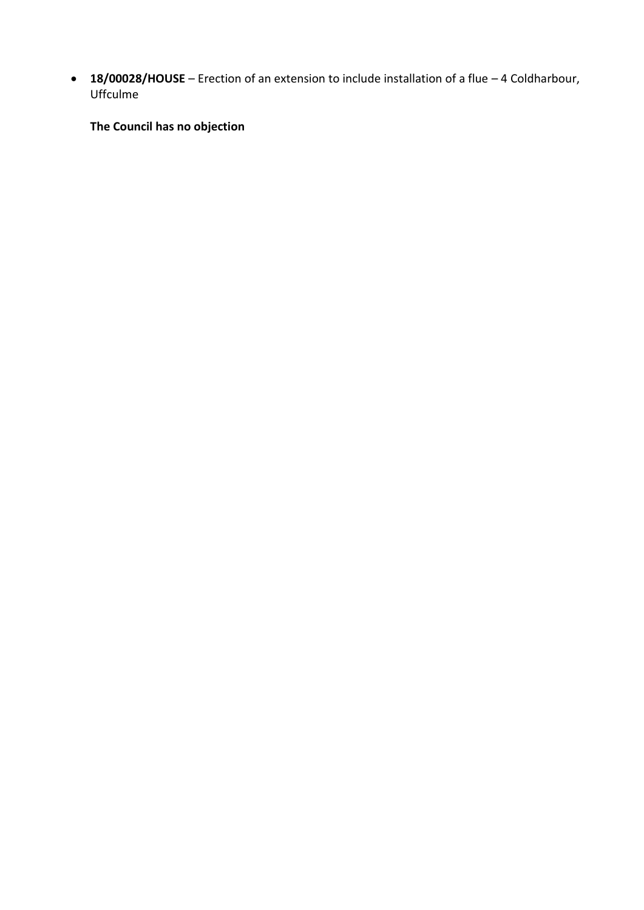- **18/00028/HOUSE** – Erection of an extension to include installation of a flue – 4 Coldharbour, Uffculme

  **The Council has no objection**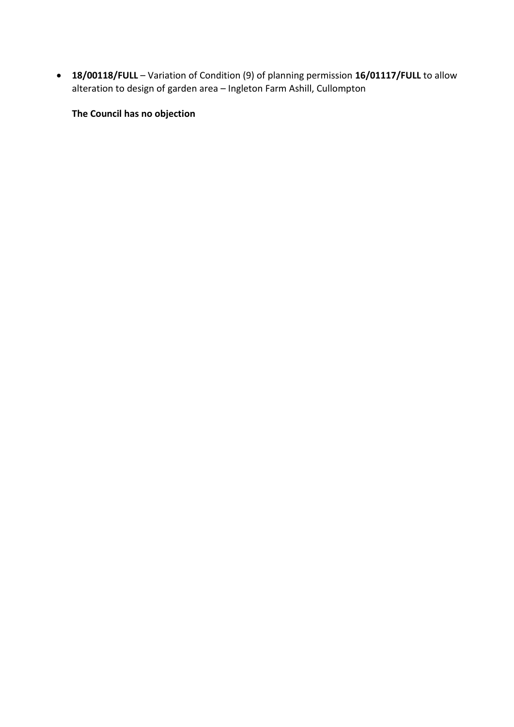- **18/00118/FULL** – Variation of Condition (9) of planning permission **16/01117/FULL** to allow alteration to design of garden area – Ingleton Farm Ashill, Cullompton

  **The Council has no objection**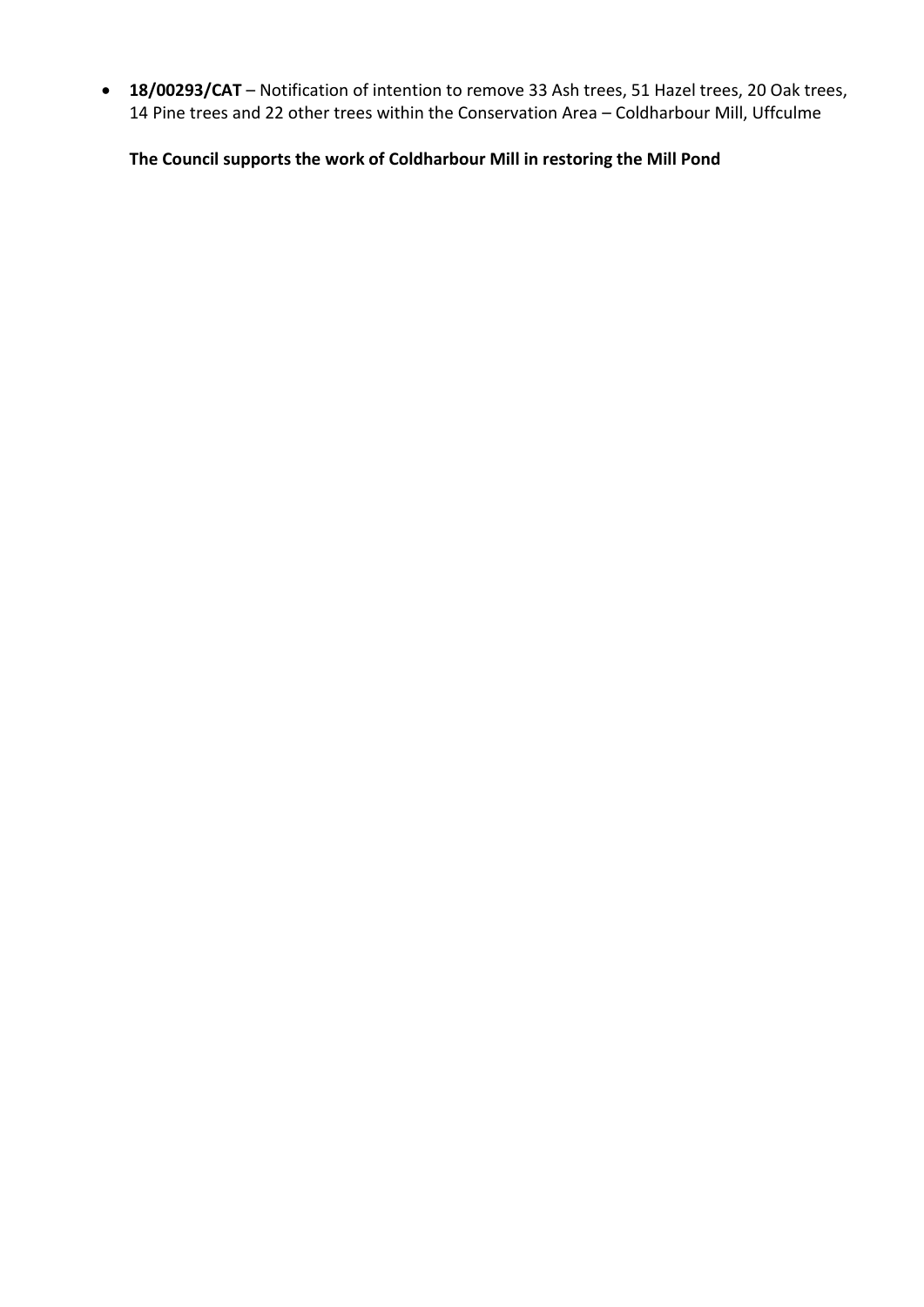- **18/00293/CAT** – Notification of intention to remove 33 Ash trees, 51 Hazel trees, 20 Oak trees, 14 Pine trees and 22 other trees within the Conservation Area – Coldharbour Mill, Uffculme

  **The Council supports the work of Coldharbour Mill in restoring the Mill Pond**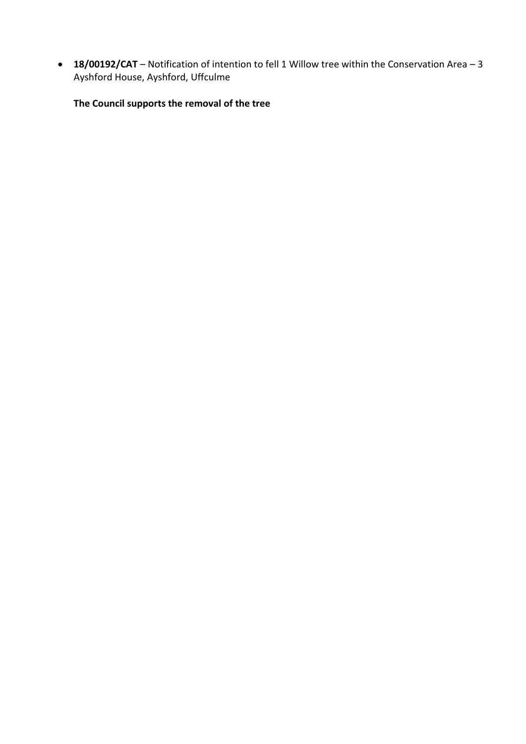- **18/00192/CAT** – Notification of intention to fell 1 Willow tree within the Conservation Area – 3 Ayshford House, Ayshford, Uffculme

  **The Council supports the removal of the tree**